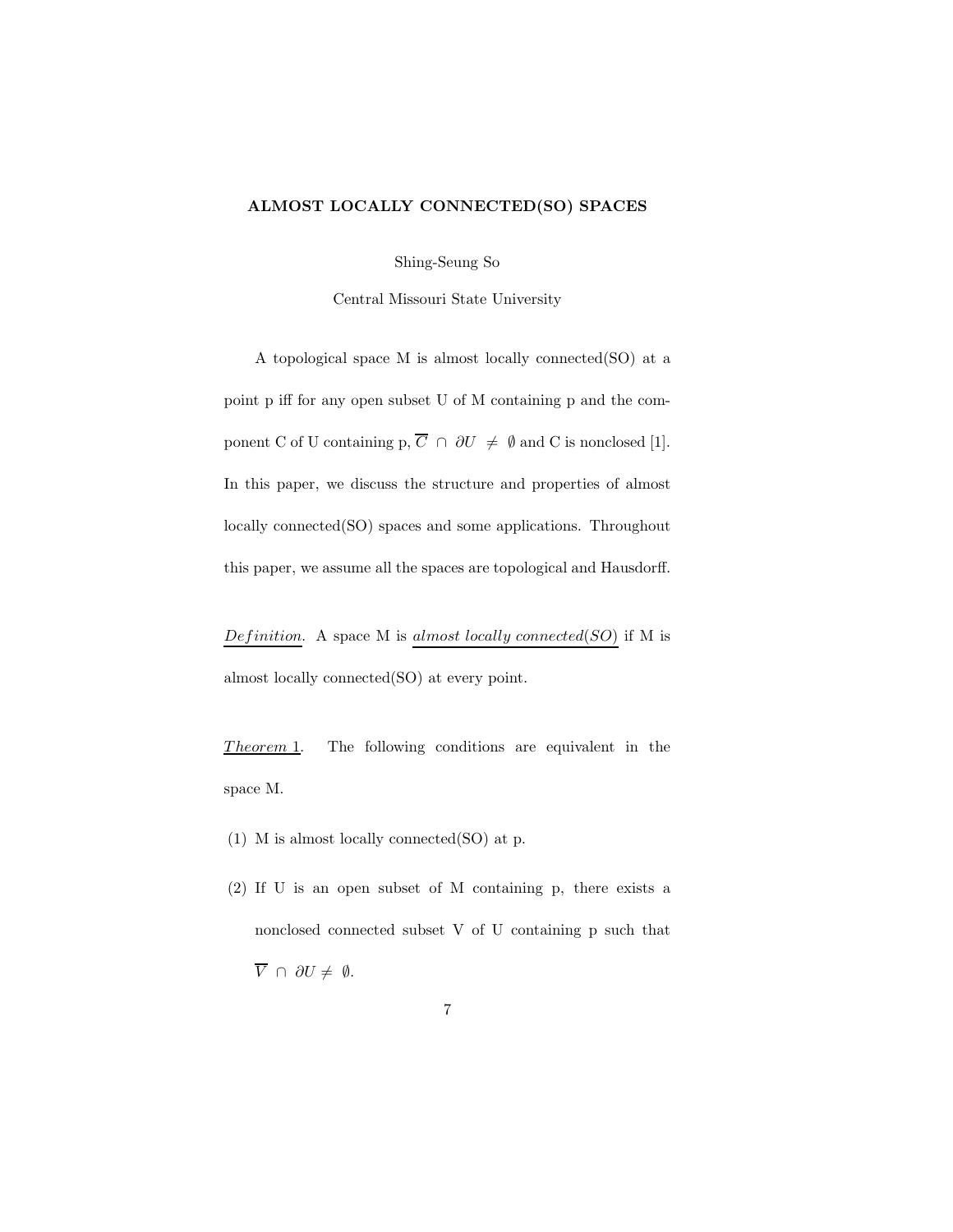**ALMOST LOCALLY CONNECTED(SO) SPACES**

Shing-Seung So

Central Missouri State University

A topological space M is almost locally connected(SO) at a point p iff for any open subset U of M containing p and the component C of U containing p, $\overline{C} \cap \partial U \neq \emptyset$ and C is nonclosed [1]. In this paper, we discuss the structure and properties of almost locally connected(SO) spaces and some applications. Throughout this paper, we assume all the spaces are topological and Hausdorff.

*Definition*. A space M is *almost locally connected(SO)* if M is almost locally connected(SO) at every point.

*Theorem 1*. The following conditions are equivalent in the space M.

(1) M is almost locally connected(SO) at p.

(2) If U is an open subset of M containing p, there exists a nonclosed connected subset V of U containing p such that $\overline{V} \cap \partial U \neq \emptyset$.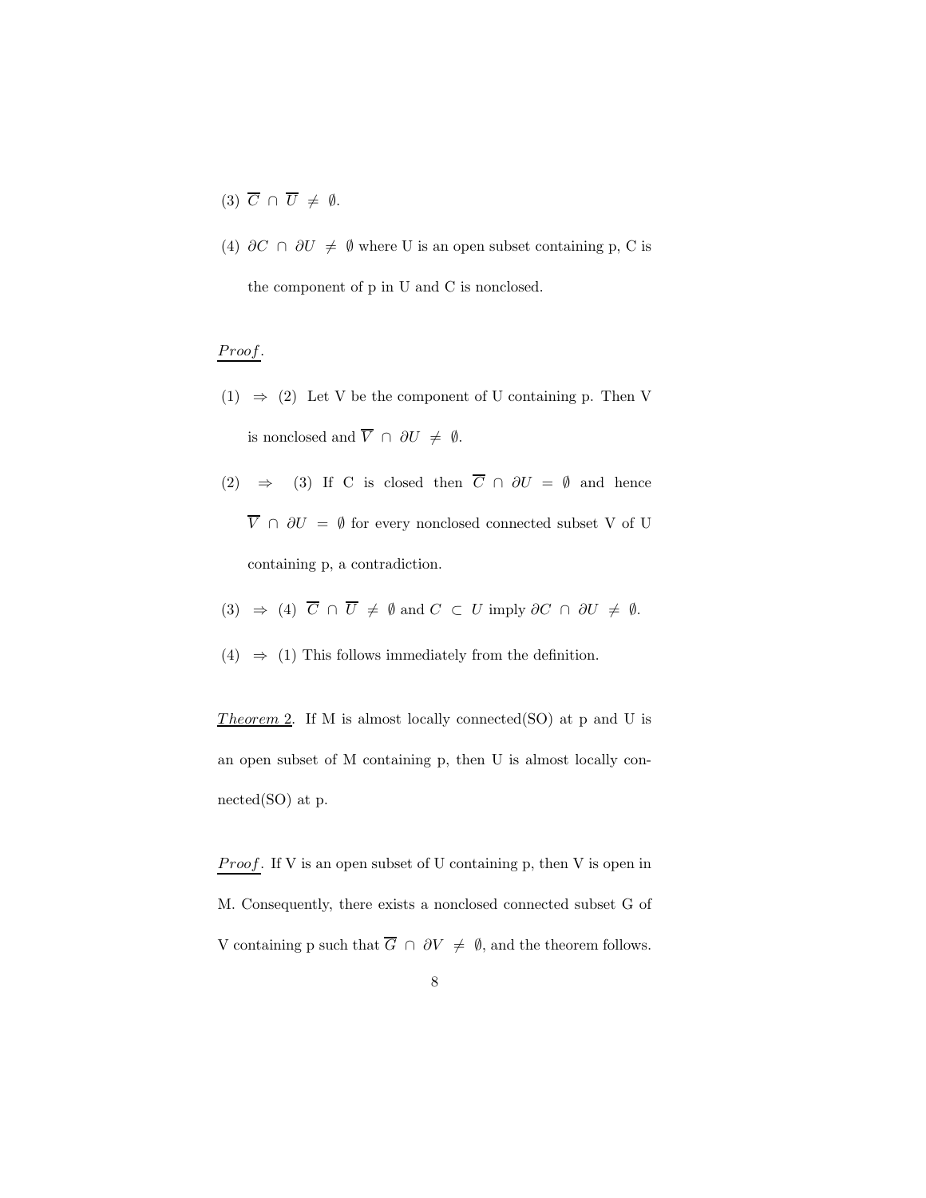(3) $\overline{C} \cap \overline{U} \neq \emptyset$.

(4) $\partial C \cap \partial U \neq \emptyset$ where U is an open subset containing p, C is the component of p in U and C is nonclosed.

*Proof*.

(1) $\Rightarrow$ (2) Let V be the component of U containing p. Then V is nonclosed and $\overline{V} \cap \partial U \neq \emptyset$.

(2) $\Rightarrow$ (3) If C is closed then $\overline{C} \cap \partial U = \emptyset$ and hence $\overline{V} \cap \partial U = \emptyset$ for every nonclosed connected subset V of U containing p, a contradiction.

(3) $\Rightarrow$ (4) $\overline{C} \cap \overline{U} \neq \emptyset$ and $C \subset U$ imply $\partial C \cap \partial U \neq \emptyset$.

(4) $\Rightarrow$ (1) This follows immediately from the definition.

*Theorem 2*. If M is almost locally connected(SO) at p and U is an open subset of M containing p, then U is almost locally connected(SO) at p.

*Proof*. If V is an open subset of U containing p, then V is open in M. Consequently, there exists a nonclosed connected subset G of V containing p such that $\overline{G} \cap \partial V \neq \emptyset$, and the theorem follows.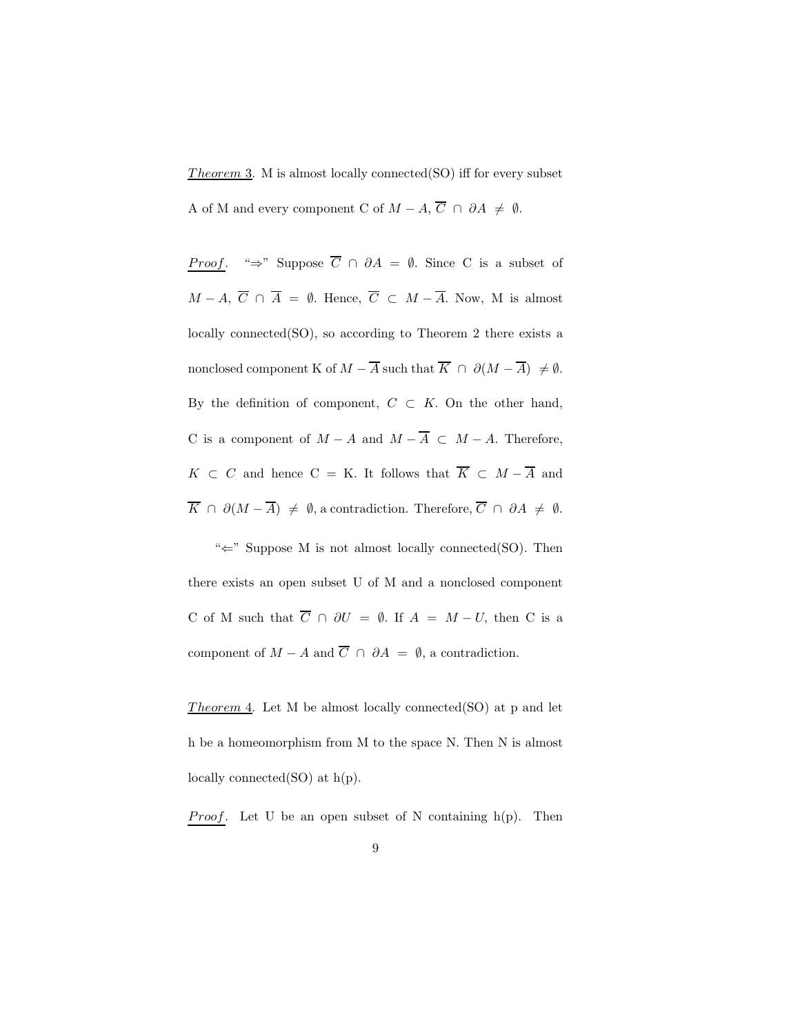*Theorem 3*. M is almost locally connected(SO) iff for every subset A of M and every component C of $M - A$, $\overline{C} \cap \partial A \neq \emptyset$.

*Proof*. "$\Rightarrow$" Suppose $\overline{C} \cap \partial A = \emptyset$. Since C is a subset of $M - A$, $\overline{C} \cap \overline{A} = \emptyset$. Hence, $\overline{C} \subset M - \overline{A}$. Now, M is almost locally connected(SO), so according to Theorem 2 there exists a nonclosed component K of $M - \overline{A}$ such that $\overline{K} \cap \partial(M - \overline{A}) \neq \emptyset$. By the definition of component, $C \subset K$. On the other hand, C is a component of $M - A$ and $M - \overline{A} \subset M - A$. Therefore, $K \subset C$ and hence C = K. It follows that $\overline{K} \subset M - \overline{A}$ and $\overline{K} \cap \partial(M - \overline{A}) \neq \emptyset$, a contradiction. Therefore, $\overline{C} \cap \partial A \neq \emptyset$.

"$\Leftarrow$" Suppose M is not almost locally connected(SO). Then there exists an open subset U of M and a nonclosed component C of M such that $\overline{C} \cap \partial U = \emptyset$. If $A = M - U$, then C is a component of $M - A$ and $\overline{C} \cap \partial A = \emptyset$, a contradiction.

*Theorem 4*. Let M be almost locally connected(SO) at p and let h be a homeomorphism from M to the space N. Then N is almost locally connected(SO) at h(p).

*Proof*. Let U be an open subset of N containing h(p). Then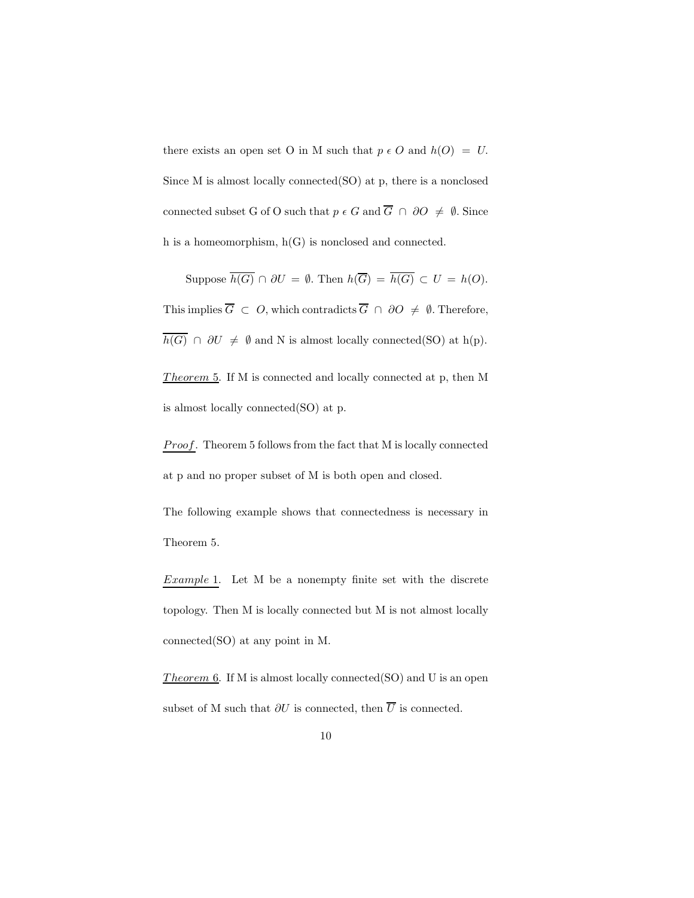there exists an open set O in M such that $p \epsilon O$ and $h(O) = U$. Since M is almost locally connected(SO) at p, there is a nonclosed connected subset G of O such that $p \epsilon G$ and $\overline{G} \cap \partial O \neq \emptyset$. Since h is a homeomorphism, h(G) is nonclosed and connected.

Suppose $\overline{h(G)} \cap \partial U = \emptyset$. Then $h(\overline{G}) = \overline{h(G)} \subset U = h(O)$. This implies $\overline{G} \subset O$, which contradicts $\overline{G} \cap \partial O \neq \emptyset$. Therefore, $\overline{h(G)} \cap \partial U \neq \emptyset$ and N is almost locally connected(SO) at h(p).

<u>*Theorem* 5</u>. If M is connected and locally connected at p, then M is almost locally connected(SO) at p.

<u>*Proof*</u>. Theorem 5 follows from the fact that M is locally connected at p and no proper subset of M is both open and closed.

The following example shows that connectedness is necessary in Theorem 5.

<u>*Example* 1</u>. Let M be a nonempty finite set with the discrete topology. Then M is locally connected but M is not almost locally connected(SO) at any point in M.

<u>*Theorem* 6</u>. If M is almost locally connected(SO) and U is an open subset of M such that $\partial U$ is connected, then $\overline{U}$ is connected.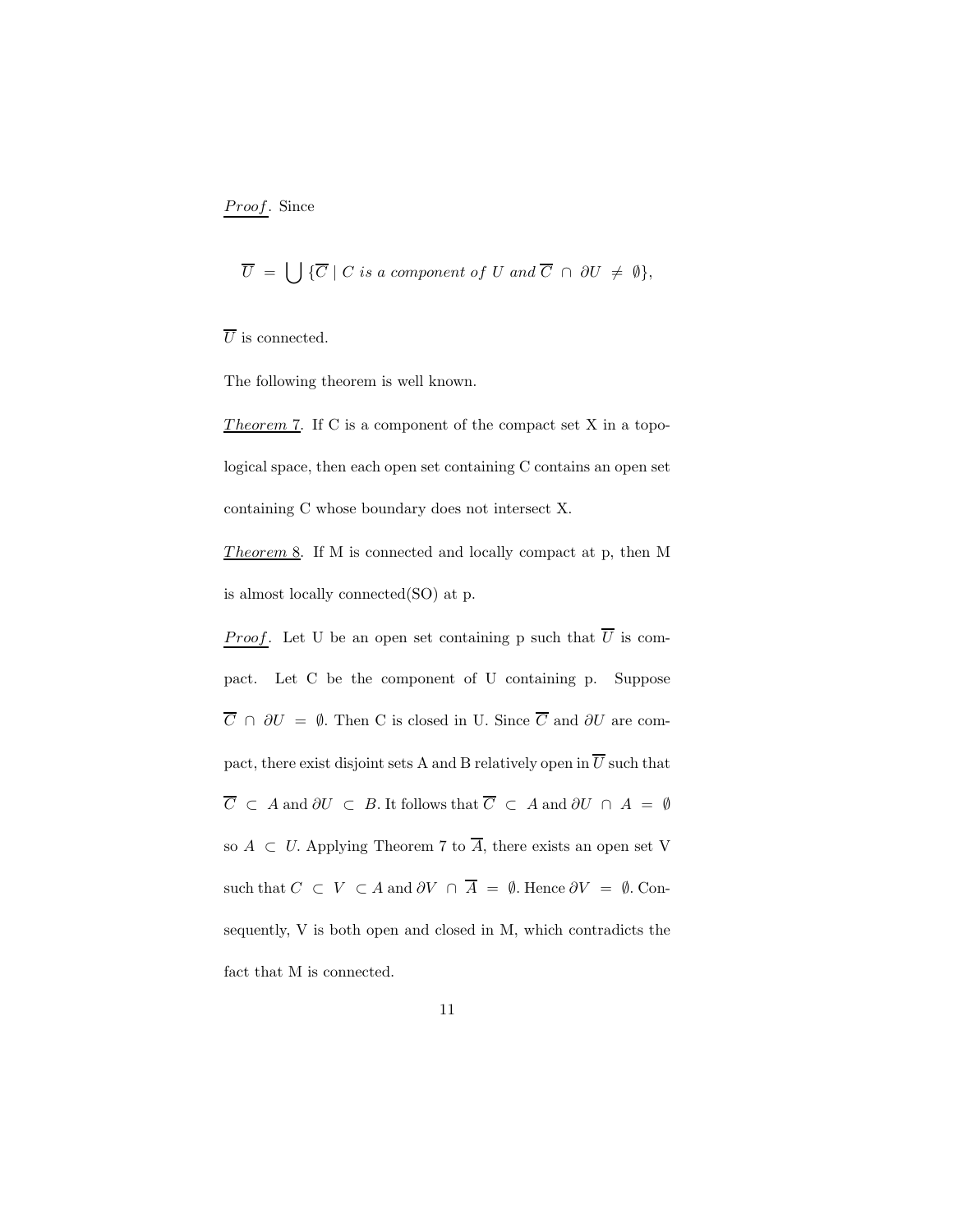*Proof*. Since

$$\overline{U} \;=\; \bigcup \{\overline{C} \mid C \; is \; a \; component \; of \; U \; and \; \overline{C} \;\cap\; \partial U \;\neq\; \emptyset\},$$

$\overline{U}$ is connected.

The following theorem is well known.

*Theorem 7*. If C is a component of the compact set X in a topological space, then each open set containing C contains an open set containing C whose boundary does not intersect X.

*Theorem 8*. If M is connected and locally compact at p, then M is almost locally connected(SO) at p.

*Proof*. Let U be an open set containing p such that $\overline{U}$ is compact. Let C be the component of U containing p. Suppose $\overline{C} \;\cap\; \partial U \;=\; \emptyset$. Then C is closed in U. Since $\overline{C}$ and $\partial U$ are compact, there exist disjoint sets A and B relatively open in $\overline{U}$ such that $\overline{C} \;\subset\; A$ and $\partial U \;\subset\; B$. It follows that $\overline{C} \;\subset\; A$ and $\partial U \;\cap\; A \;=\; \emptyset$ so $A \;\subset\; U$. Applying Theorem 7 to $\overline{A}$, there exists an open set V such that $C \;\subset\; V \;\subset A$ and $\partial V \;\cap\; \overline{A} \;=\; \emptyset$. Hence $\partial V \;=\; \emptyset$. Consequently, V is both open and closed in M, which contradicts the fact that M is connected.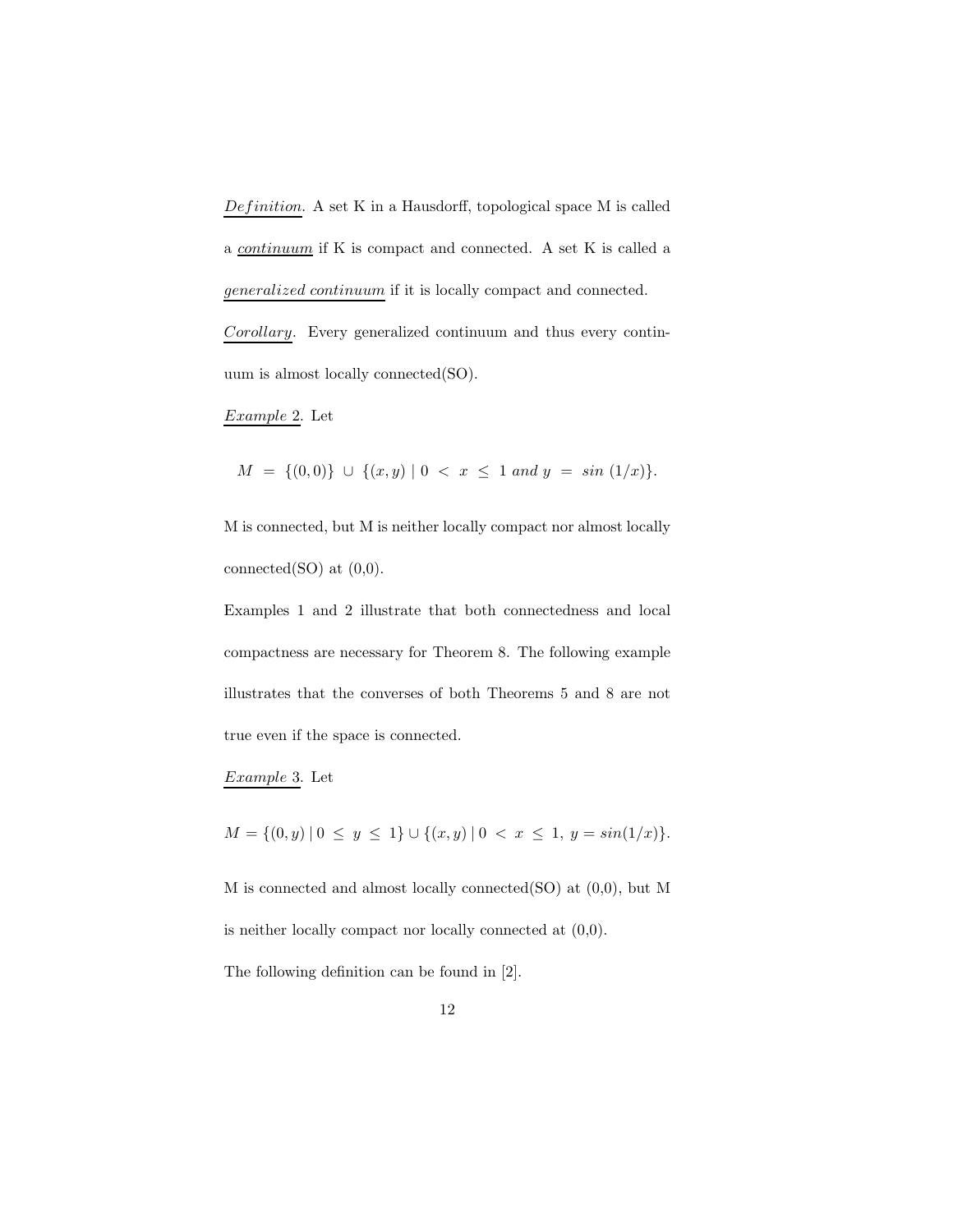*Definition*. A set K in a Hausdorff, topological space M is called a *continuum* if K is compact and connected. A set K is called a *generalized continuum* if it is locally compact and connected.

*Corollary*. Every generalized continuum and thus every continuum is almost locally connected(SO).

*Example 2*. Let

$$M = \{(0,0)\} \cup \{(x,y) \mid 0 < x \leq 1 \text{ and } y = \sin(1/x)\}.$$

M is connected, but M is neither locally compact nor almost locally connected(SO) at (0,0).

Examples 1 and 2 illustrate that both connectedness and local compactness are necessary for Theorem 8. The following example illustrates that the converses of both Theorems 5 and 8 are not true even if the space is connected.

*Example 3*. Let

$$M = \{(0,y) \mid 0 \leq y \leq 1\} \cup \{(x,y) \mid 0 < x \leq 1,\ y = \sin(1/x)\}.$$

M is connected and almost locally connected(SO) at (0,0), but M is neither locally compact nor locally connected at (0,0).

The following definition can be found in [2].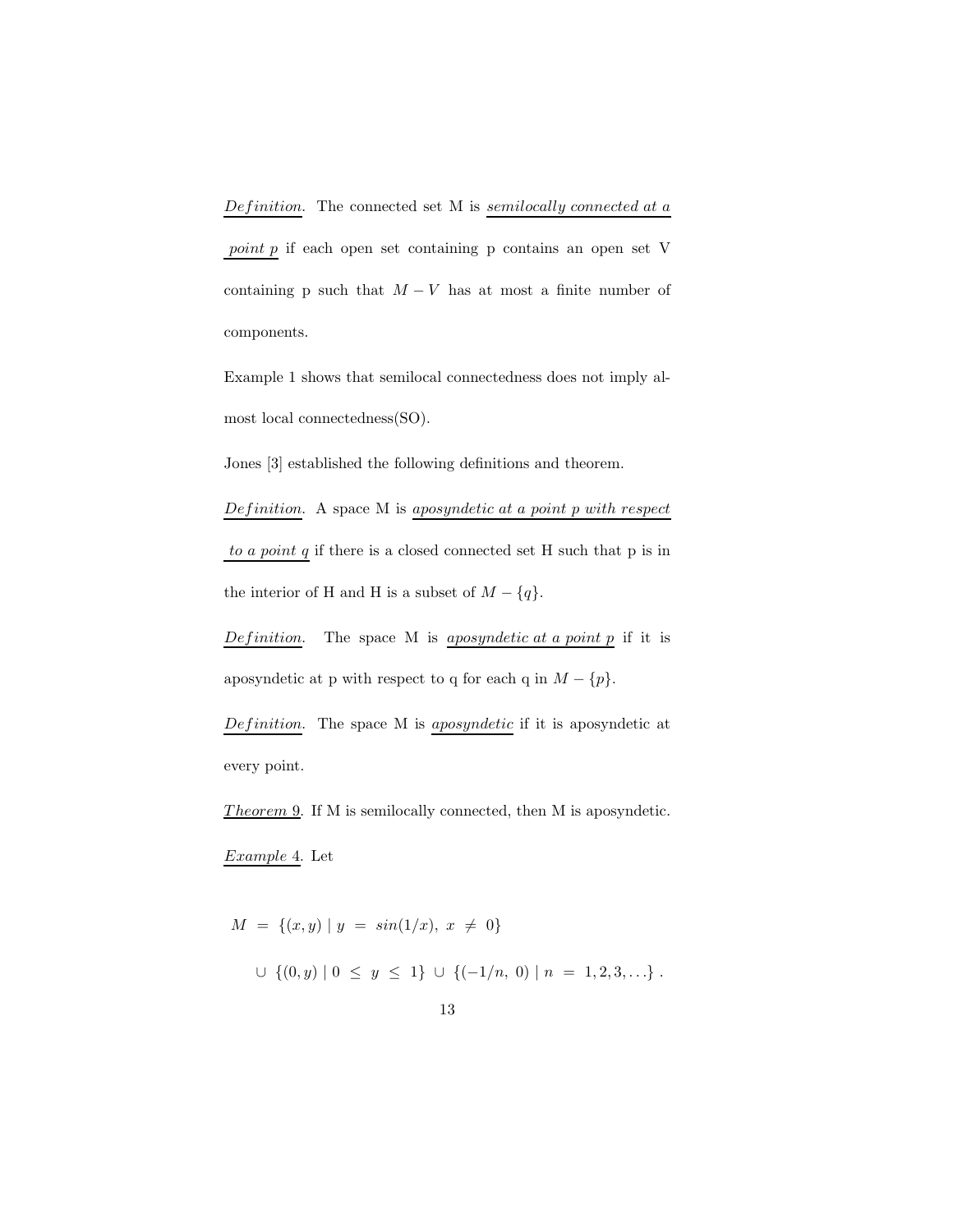*Definition*. The connected set M is *semilocally connected at a point p* if each open set containing p contains an open set V containing p such that $M - V$ has at most a finite number of components.

Example 1 shows that semilocal connectedness does not imply almost local connectedness(SO).

Jones [3] established the following definitions and theorem.

*Definition*. A space M is *aposyndetic at a point p with respect to a point q* if there is a closed connected set H such that p is in the interior of H and H is a subset of $M - \{q\}$.

*Definition*. The space M is *aposyndetic at a point p* if it is aposyndetic at p with respect to q for each q in $M - \{p\}$.

*Definition*. The space M is *aposyndetic* if it is aposyndetic at every point.

*Theorem 9*. If M is semilocally connected, then M is aposyndetic.

*Example 4*. Let

$$M = \{(x, y) \mid y = sin(1/x),\ x \neq 0\}$$
$$\cup\ \{(0, y) \mid 0 \leq y \leq 1\} \cup \{(-1/n,\ 0) \mid n = 1, 2, 3, \ldots\} .$$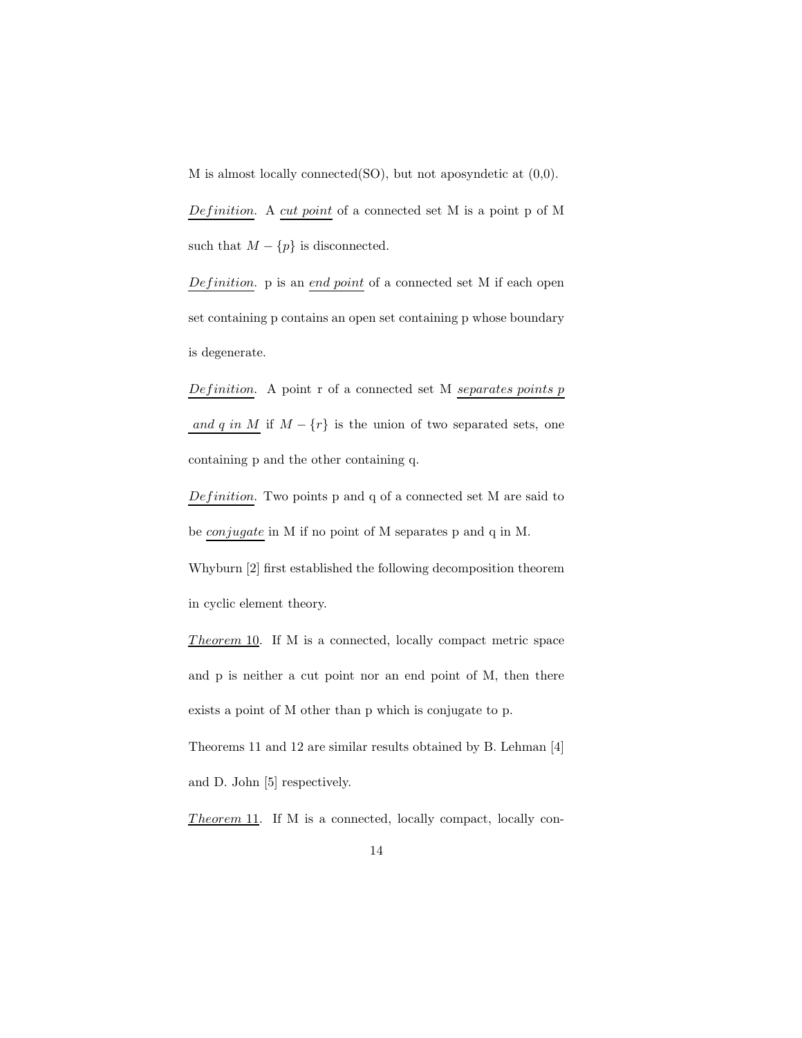M is almost locally connected(SO), but not aposyndetic at (0,0).

*Definition*. A *cut point* of a connected set M is a point p of M such that $M - \{p\}$ is disconnected.

*Definition*. p is an *end point* of a connected set M if each open set containing p contains an open set containing p whose boundary is degenerate.

*Definition*. A point r of a connected set M *separates points p and q in M* if $M - \{r\}$ is the union of two separated sets, one containing p and the other containing q.

*Definition*. Two points p and q of a connected set M are said to be *conjugate* in M if no point of M separates p and q in M.

Whyburn [2] first established the following decomposition theorem in cyclic element theory.

*Theorem 10*. If M is a connected, locally compact metric space and p is neither a cut point nor an end point of M, then there exists a point of M other than p which is conjugate to p.

Theorems 11 and 12 are similar results obtained by B. Lehman [4] and D. John [5] respectively.

*Theorem 11*. If M is a connected, locally compact, locally con-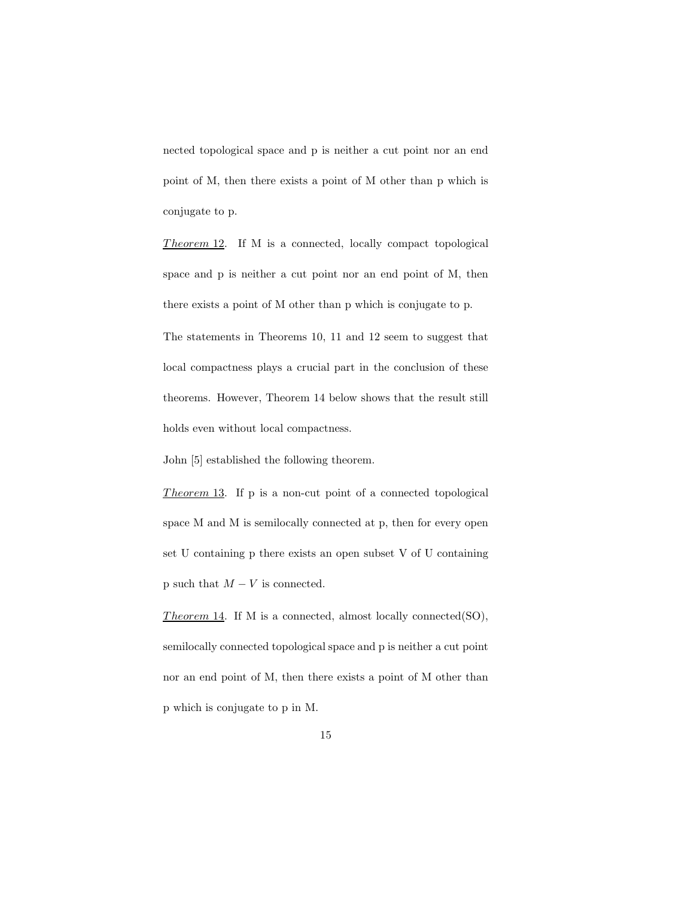nected topological space and p is neither a cut point nor an end point of M, then there exists a point of M other than p which is conjugate to p.

*Theorem* 12. If M is a connected, locally compact topological space and p is neither a cut point nor an end point of M, then there exists a point of M other than p which is conjugate to p.

The statements in Theorems 10, 11 and 12 seem to suggest that local compactness plays a crucial part in the conclusion of these theorems. However, Theorem 14 below shows that the result still holds even without local compactness.

John [5] established the following theorem.

*Theorem* 13. If p is a non-cut point of a connected topological space M and M is semilocally connected at p, then for every open set U containing p there exists an open subset V of U containing p such that $M - V$ is connected.

*Theorem* 14. If M is a connected, almost locally connected(SO), semilocally connected topological space and p is neither a cut point nor an end point of M, then there exists a point of M other than p which is conjugate to p in M.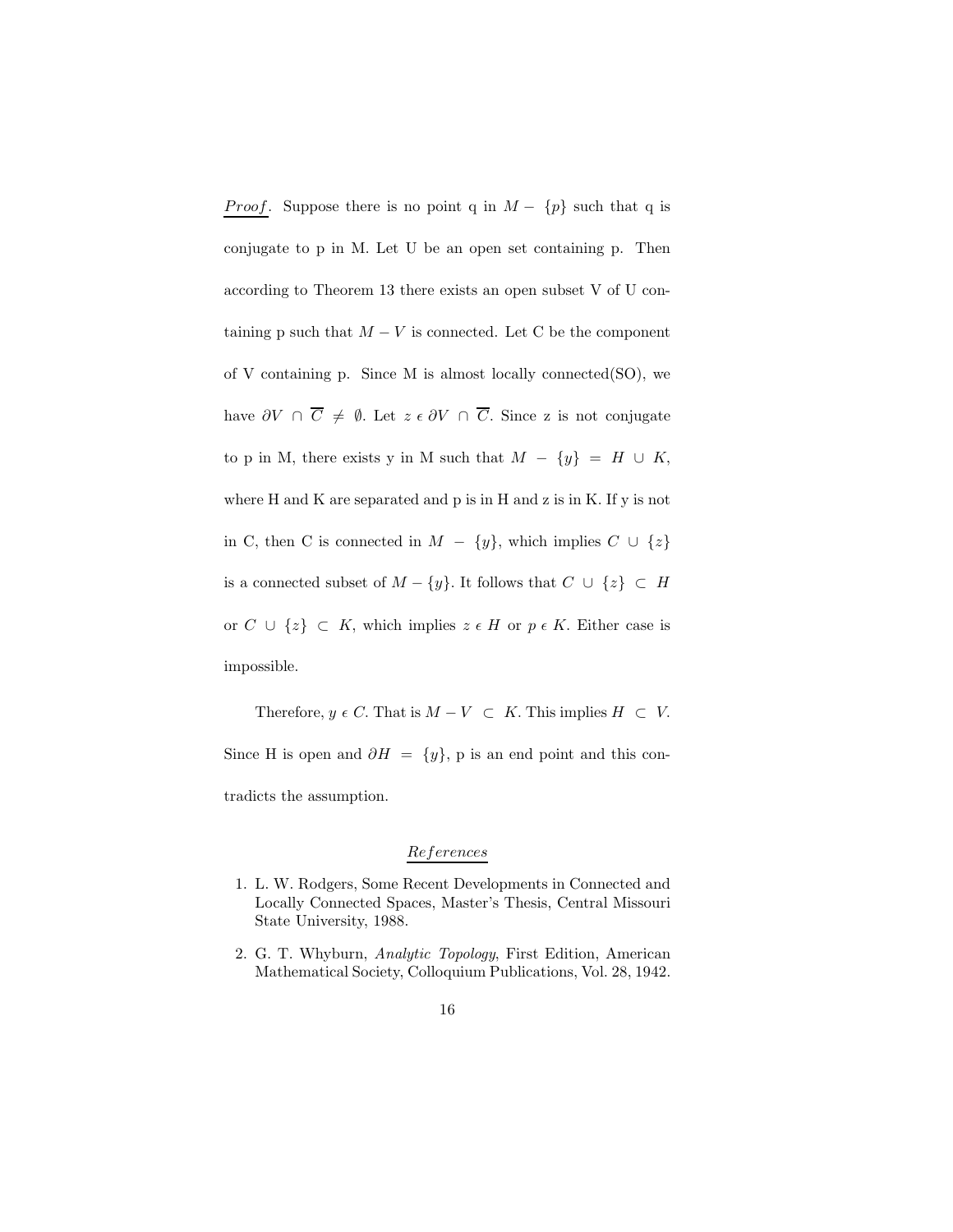*Proof*. Suppose there is no point q in $M - \{p\}$ such that q is conjugate to p in M. Let U be an open set containing p. Then according to Theorem 13 there exists an open subset V of U containing p such that $M - V$ is connected. Let C be the component of V containing p. Since M is almost locally connected(SO), we have $\partial V \cap \overline{C} \neq \emptyset$. Let $z \in \partial V \cap \overline{C}$. Since z is not conjugate to p in M, there exists y in M such that $M - \{y\} = H \cup K$, where H and K are separated and p is in H and z is in K. If y is not in C, then C is connected in $M - \{y\}$, which implies $C \cup \{z\}$ is a connected subset of $M - \{y\}$. It follows that $C \cup \{z\} \subset H$ or $C \cup \{z\} \subset K$, which implies $z \in H$ or $p \in K$. Either case is impossible.

Therefore, $y \in C$. That is $M - V \subset K$. This implies $H \subset V$. Since H is open and $\partial H = \{y\}$, p is an end point and this contradicts the assumption.

## *References*

1. L. W. Rodgers, Some Recent Developments in Connected and Locally Connected Spaces, Master's Thesis, Central Missouri State University, 1988.
2. G. T. Whyburn, *Analytic Topology*, First Edition, American Mathematical Society, Colloquium Publications, Vol. 28, 1942.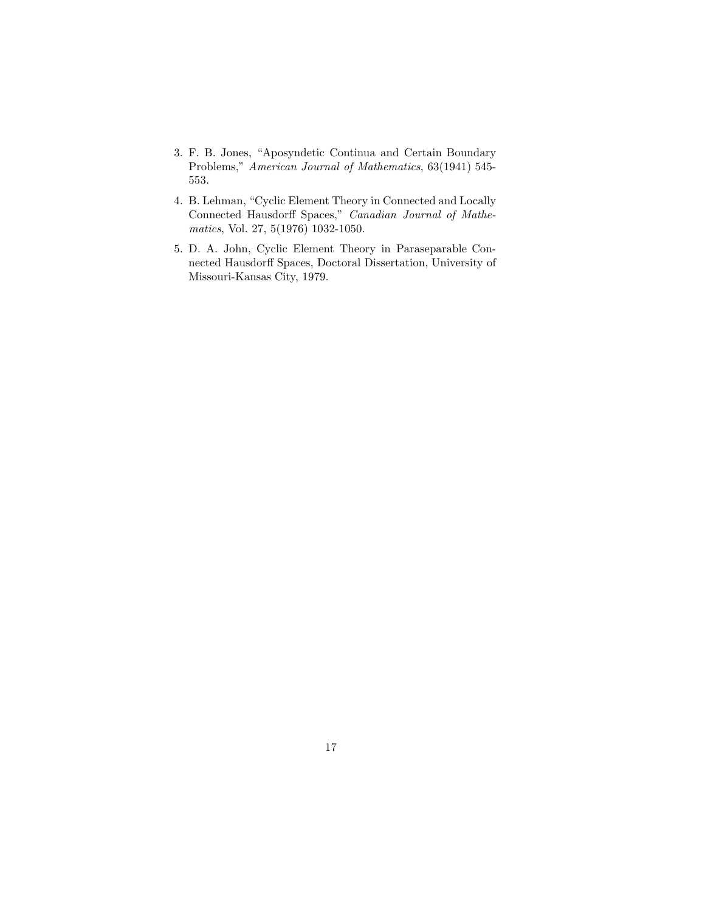3. F. B. Jones, "Aposyndetic Continua and Certain Boundary Problems," *American Journal of Mathematics*, 63(1941) 545-553.

4. B. Lehman, "Cyclic Element Theory in Connected and Locally Connected Hausdorff Spaces," *Canadian Journal of Mathematics*, Vol. 27, 5(1976) 1032-1050.

5. D. A. John, Cyclic Element Theory in Paraseparable Connected Hausdorff Spaces, Doctoral Dissertation, University of Missouri-Kansas City, 1979.